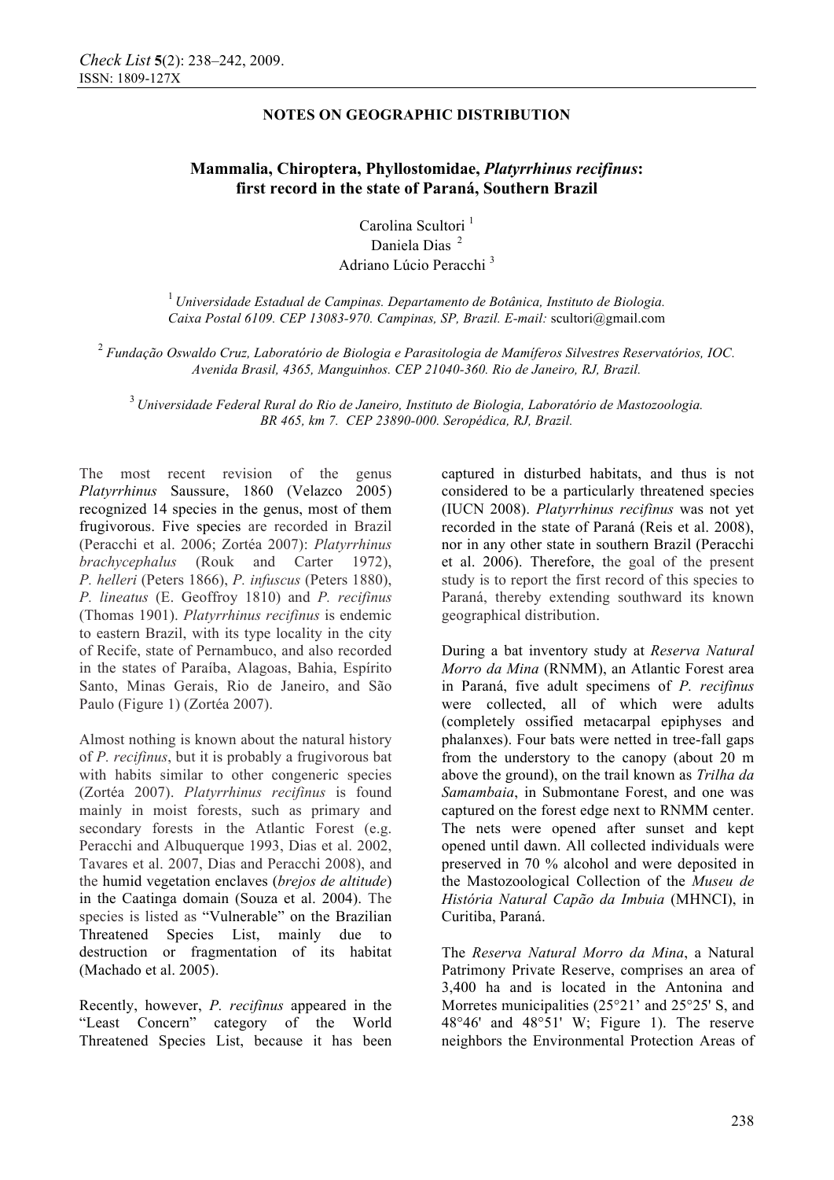**NOTES ON GEOGRAPHIC DISTRIBUTION**

# Mammalia, Chiroptera, Phyllostomidae, *Platyrrhinus recifinus*: first record in the state of Paraná, Southern Brazil

Carolina Scultori [1]
Daniela Dias [2]
Adriano Lúcio Peracchi [3]

[1] *Universidade Estadual de Campinas. Departamento de Botânica, Instituto de Biologia. Caixa Postal 6109. CEP 13083-970. Campinas, SP, Brazil. E-mail:* scultori@gmail.com

[2] *Fundação Oswaldo Cruz, Laboratório de Biologia e Parasitologia de Mamíferos Silvestres Reservatórios, IOC. Avenida Brasil, 4365, Manguinhos. CEP 21040-360. Rio de Janeiro, RJ, Brazil.*

[3] *Universidade Federal Rural do Rio de Janeiro, Instituto de Biologia, Laboratório de Mastozoologia. BR 465, km 7. CEP 23890-000. Seropédica, RJ, Brazil.*

The most recent revision of the genus *Platyrrhinus* Saussure, 1860 (Velazco 2005) recognized 14 species in the genus, most of them frugivorous. Five species are recorded in Brazil (Peracchi et al. 2006; Zortéa 2007): *Platyrrhinus brachycephalus* (Rouk and Carter 1972), *P. helleri* (Peters 1866), *P. infuscus* (Peters 1880), *P. lineatus* (E. Geoffroy 1810) and *P. recifinus* (Thomas 1901). *Platyrrhinus recifinus* is endemic to eastern Brazil, with its type locality in the city of Recife, state of Pernambuco, and also recorded in the states of Paraíba, Alagoas, Bahia, Espírito Santo, Minas Gerais, Rio de Janeiro, and São Paulo (Figure 1) (Zortéa 2007).

Almost nothing is known about the natural history of *P. recifinus*, but it is probably a frugivorous bat with habits similar to other congeneric species (Zortéa 2007). *Platyrrhinus recifinus* is found mainly in moist forests, such as primary and secondary forests in the Atlantic Forest (e.g. Peracchi and Albuquerque 1993, Dias et al. 2002, Tavares et al. 2007, Dias and Peracchi 2008), and the humid vegetation enclaves (*brejos de altitude*) in the Caatinga domain (Souza et al. 2004). The species is listed as "Vulnerable" on the Brazilian Threatened Species List, mainly due to destruction or fragmentation of its habitat (Machado et al. 2005).

Recently, however, *P. recifinus* appeared in the "Least Concern" category of the World Threatened Species List, because it has been captured in disturbed habitats, and thus is not considered to be a particularly threatened species (IUCN 2008). *Platyrrhinus recifinus* was not yet recorded in the state of Paraná (Reis et al. 2008), nor in any other state in southern Brazil (Peracchi et al. 2006). Therefore, the goal of the present study is to report the first record of this species to Paraná, thereby extending southward its known geographical distribution.

During a bat inventory study at *Reserva Natural Morro da Mina* (RNMM), an Atlantic Forest area in Paraná, five adult specimens of *P. recifinus* were collected, all of which were adults (completely ossified metacarpal epiphyses and phalanxes). Four bats were netted in tree-fall gaps from the understory to the canopy (about 20 m above the ground), on the trail known as *Trilha da Samambaia*, in Submontane Forest, and one was captured on the forest edge next to RNMM center. The nets were opened after sunset and kept opened until dawn. All collected individuals were preserved in 70 % alcohol and were deposited in the Mastozoological Collection of the *Museu de História Natural Capão da Imbuia* (MHNCI), in Curitiba, Paraná.

The *Reserva Natural Morro da Mina*, a Natural Patrimony Private Reserve, comprises an area of 3,400 ha and is located in the Antonina and Morretes municipalities (25°21' and 25°25' S, and 48°46' and 48°51' W; Figure 1). The reserve neighbors the Environmental Protection Areas of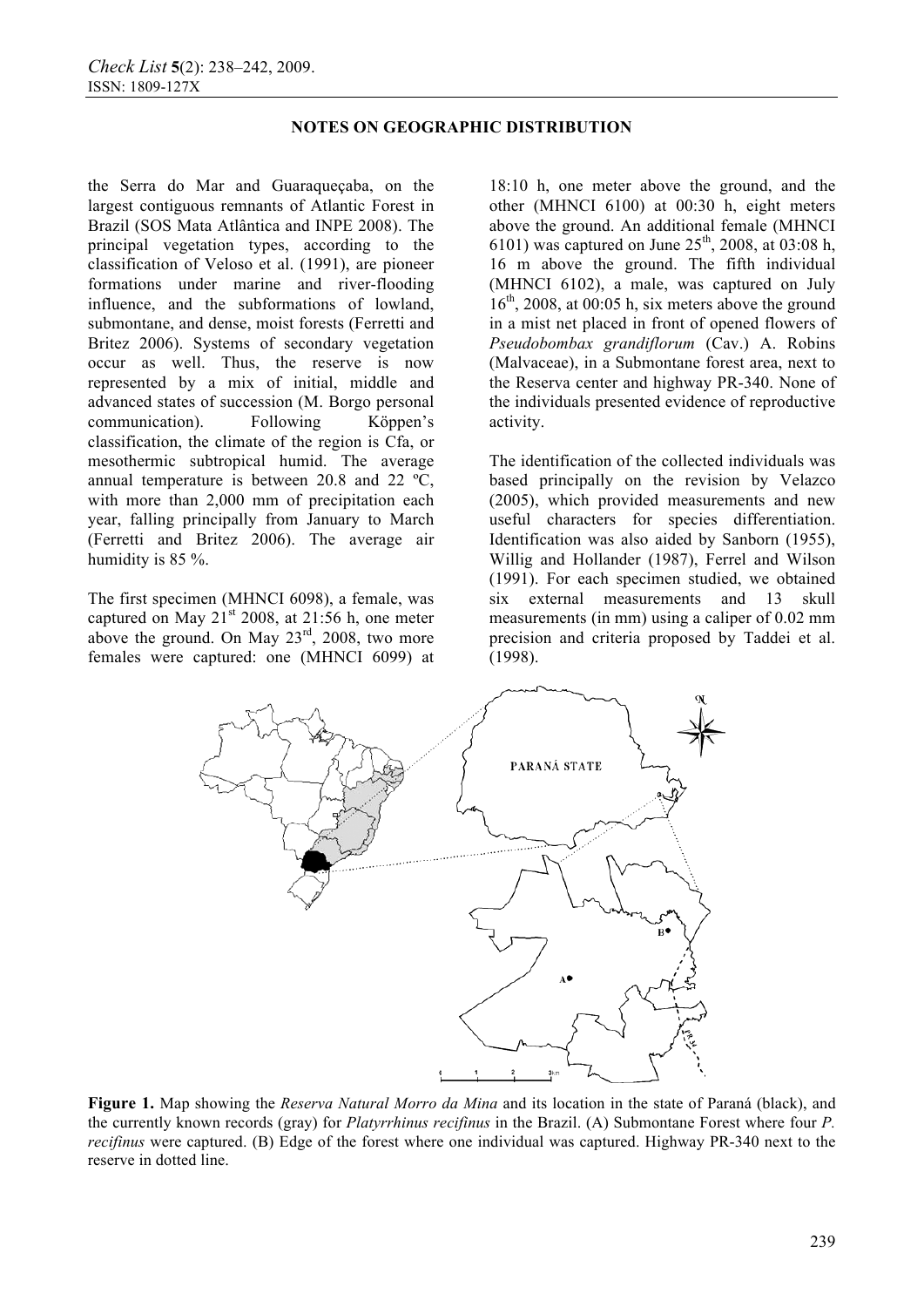the Serra do Mar and Guaraqueçaba, on the largest contiguous remnants of Atlantic Forest in Brazil (SOS Mata Atlântica and INPE 2008). The principal vegetation types, according to the classification of Veloso et al. (1991), are pioneer formations under marine and river-flooding influence, and the subformations of lowland, submontane, and dense, moist forests (Ferretti and Britez 2006). Systems of secondary vegetation occur as well. Thus, the reserve is now represented by a mix of initial, middle and advanced states of succession (M. Borgo personal communication). Following Köppen's classification, the climate of the region is Cfa, or mesothermic subtropical humid. The average annual temperature is between 20.8 and 22 ºC, with more than 2,000 mm of precipitation each year, falling principally from January to March (Ferretti and Britez 2006). The average air humidity is 85 %.

The first specimen (MHNCI 6098), a female, was captured on May 21st 2008, at 21:56 h, one meter above the ground. On May 23rd, 2008, two more females were captured: one (MHNCI 6099) at 18:10 h, one meter above the ground, and the other (MHNCI 6100) at 00:30 h, eight meters above the ground. An additional female (MHNCI 6101) was captured on June 25th, 2008, at 03:08 h, 16 m above the ground. The fifth individual (MHNCI 6102), a male, was captured on July 16th, 2008, at 00:05 h, six meters above the ground in a mist net placed in front of opened flowers of *Pseudobombax grandiflorum* (Cav.) A. Robins (Malvaceae), in a Submontane forest area, next to the Reserva center and highway PR-340. None of the individuals presented evidence of reproductive activity.

The identification of the collected individuals was based principally on the revision by Velazco (2005), which provided measurements and new useful characters for species differentiation. Identification was also aided by Sanborn (1955), Willig and Hollander (1987), Ferrel and Wilson (1991). For each specimen studied, we obtained six external measurements and 13 skull measurements (in mm) using a caliper of 0.02 mm precision and criteria proposed by Taddei et al. (1998).

**Figure 1.** Map showing the *Reserva Natural Morro da Mina* and its location in the state of Paraná (black), and the currently known records (gray) for *Platyrrhinus recifinus* in the Brazil. (A) Submontane Forest where four *P. recifinus* were captured. (B) Edge of the forest where one individual was captured. Highway PR-340 next to the reserve in dotted line.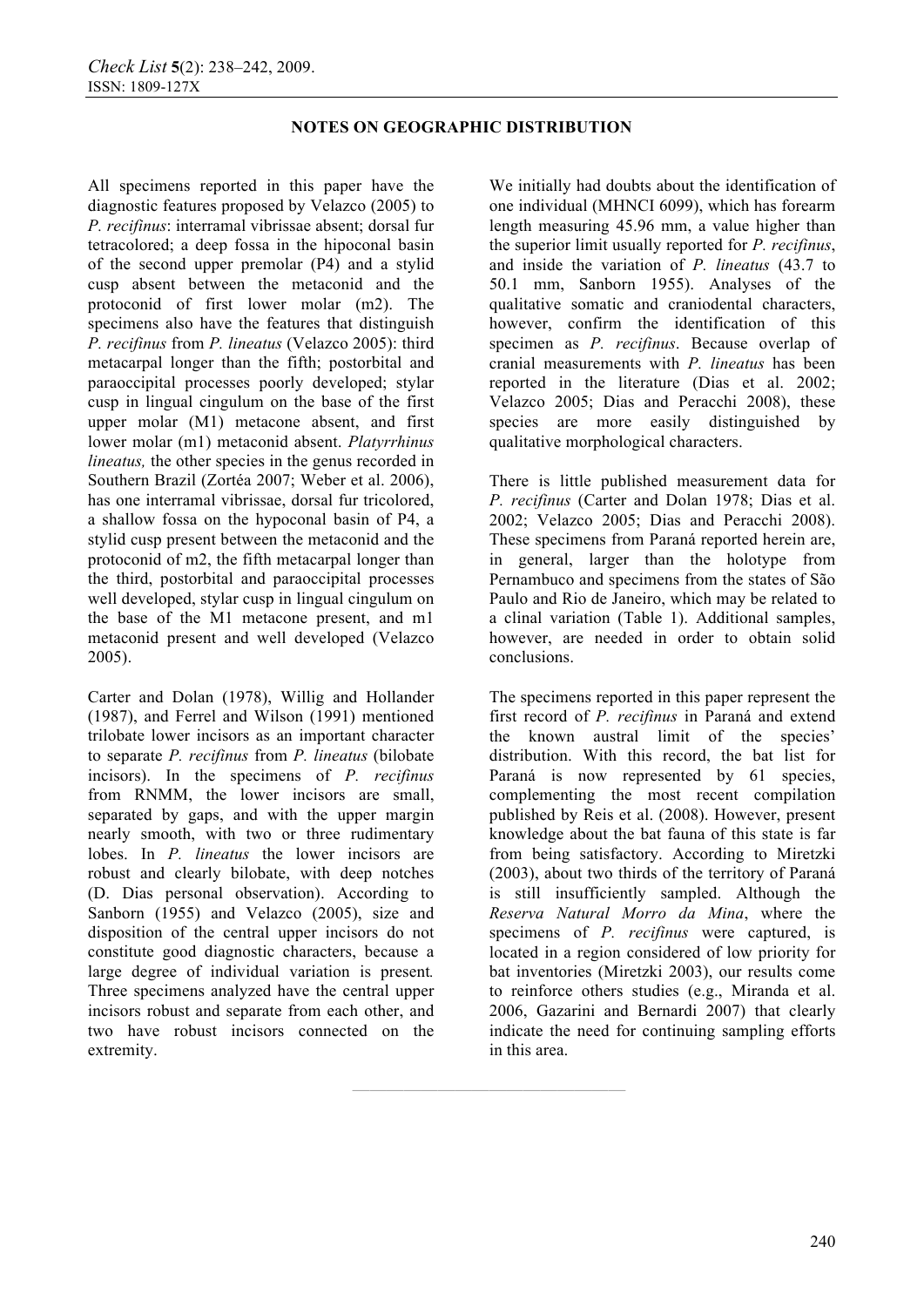All specimens reported in this paper have the diagnostic features proposed by Velazco (2005) to *P. recifinus*: interramal vibrissae absent; dorsal fur tetracolored; a deep fossa in the hipoconal basin of the second upper premolar (P4) and a stylid cusp absent between the metaconid and the protoconid of first lower molar (m2). The specimens also have the features that distinguish *P. recifinus* from *P. lineatus* (Velazco 2005): third metacarpal longer than the fifth; postorbital and paraoccipital processes poorly developed; stylar cusp in lingual cingulum on the base of the first upper molar (M1) metacone absent, and first lower molar (m1) metaconid absent. *Platyrrhinus lineatus,* the other species in the genus recorded in Southern Brazil (Zortéa 2007; Weber et al. 2006), has one interramal vibrissae, dorsal fur tricolored, a shallow fossa on the hypoconal basin of P4, a stylid cusp present between the metaconid and the protoconid of m2, the fifth metacarpal longer than the third, postorbital and paraoccipital processes well developed, stylar cusp in lingual cingulum on the base of the M1 metacone present, and m1 metaconid present and well developed (Velazco 2005).

Carter and Dolan (1978), Willig and Hollander (1987), and Ferrel and Wilson (1991) mentioned trilobate lower incisors as an important character to separate *P. recifinus* from *P. lineatus* (bilobate incisors). In the specimens of *P. recifinus* from RNMM, the lower incisors are small, separated by gaps, and with the upper margin nearly smooth, with two or three rudimentary lobes. In *P. lineatus* the lower incisors are robust and clearly bilobate, with deep notches (D. Dias personal observation). According to Sanborn (1955) and Velazco (2005), size and disposition of the central upper incisors do not constitute good diagnostic characters, because a large degree of individual variation is present*.* Three specimens analyzed have the central upper incisors robust and separate from each other, and two have robust incisors connected on the extremity.

We initially had doubts about the identification of one individual (MHNCI 6099), which has forearm length measuring 45.96 mm, a value higher than the superior limit usually reported for *P. recifinus*, and inside the variation of *P. lineatus* (43.7 to 50.1 mm, Sanborn 1955). Analyses of the qualitative somatic and craniodental characters, however, confirm the identification of this specimen as *P. recifinus*. Because overlap of cranial measurements with *P. lineatus* has been reported in the literature (Dias et al. 2002; Velazco 2005; Dias and Peracchi 2008), these species are more easily distinguished by qualitative morphological characters.

There is little published measurement data for *P. recifinus* (Carter and Dolan 1978; Dias et al. 2002; Velazco 2005; Dias and Peracchi 2008). These specimens from Paraná reported herein are, in general, larger than the holotype from Pernambuco and specimens from the states of São Paulo and Rio de Janeiro, which may be related to a clinal variation (Table 1). Additional samples, however, are needed in order to obtain solid conclusions.

The specimens reported in this paper represent the first record of *P. recifinus* in Paraná and extend the known austral limit of the species' distribution. With this record, the bat list for Paraná is now represented by 61 species, complementing the most recent compilation published by Reis et al. (2008). However, present knowledge about the bat fauna of this state is far from being satisfactory. According to Miretzki (2003), about two thirds of the territory of Paraná is still insufficiently sampled. Although the *Reserva Natural Morro da Mina*, where the specimens of *P. recifinus* were captured, is located in a region considered of low priority for bat inventories (Miretzki 2003), our results come to reinforce others studies (e.g., Miranda et al. 2006, Gazarini and Bernardi 2007) that clearly indicate the need for continuing sampling efforts in this area.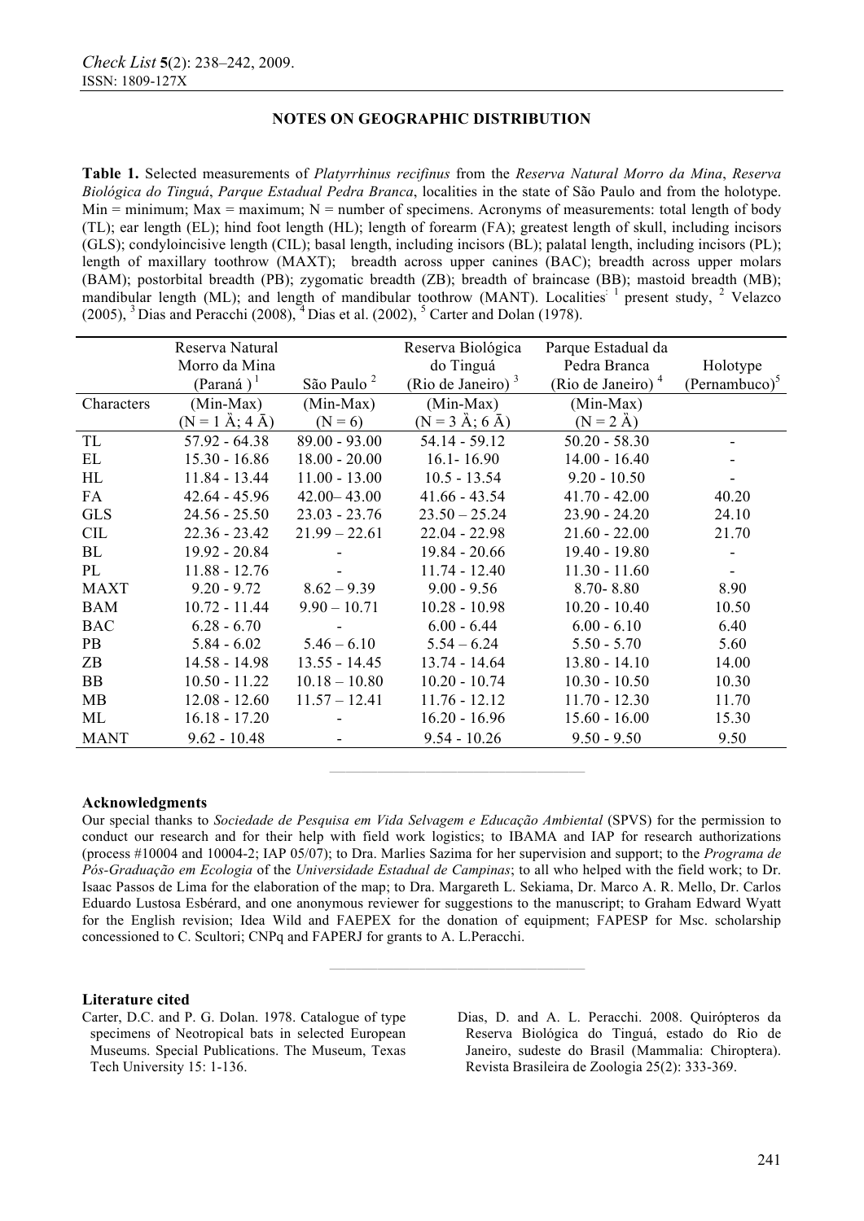## NOTES ON GEOGRAPHIC DISTRIBUTION

**Table 1.** Selected measurements of *Platyrrhinus recifinus* from the *Reserva Natural Morro da Mina*, *Reserva Biológica do Tinguá*, *Parque Estadual Pedra Branca*, localities in the state of São Paulo and from the holotype. Min = minimum; Max = maximum; N = number of specimens. Acronyms of measurements: total length of body (TL); ear length (EL); hind foot length (HL); length of forearm (FA); greatest length of skull, including incisors (GLS); condyloincisive length (CIL); basal length, including incisors (BL); palatal length, including incisors (PL); length of maxillary toothrow (MAXT); breadth across upper canines (BAC); breadth across upper molars (BAM); postorbital breadth (PB); zygomatic breadth (ZB); breadth of braincase (BB); mastoid breadth (MB); mandibular length (ML); and length of mandibular toothrow (MANT). Localities: [1] present study, [2] Velazco (2005), [3] Dias and Peracchi (2008), [4] Dias et al. (2002), [5] Carter and Dolan (1978).

| Characters | Reserva Natural Morro da Mina (Paraná )[1] (Min-Max) (N = 1 Ä; 4 Ā) | São Paulo [2] (Min-Max) (N = 6) | Reserva Biológica do Tinguá (Rio de Janeiro) [3] (Min-Max) (N = 3 Ä; 6 Ā) | Parque Estadual da Pedra Branca (Rio de Janeiro) [4] (Min-Max) (N = 2 Ä) | Holotype (Pernambuco)[5] |
|---|---|---|---|---|---|
| TL | 57.92 - 64.38 | 89.00 - 93.00 | 54.14 - 59.12 | 50.20 - 58.30 | - |
| EL | 15.30 - 16.86 | 18.00 - 20.00 | 16.1- 16.90 | 14.00 - 16.40 | - |
| HL | 11.84 - 13.44 | 11.00 - 13.00 | 10.5 - 13.54 | 9.20 - 10.50 | - |
| FA | 42.64 - 45.96 | 42.00– 43.00 | 41.66 - 43.54 | 41.70 - 42.00 | 40.20 |
| GLS | 24.56 - 25.50 | 23.03 - 23.76 | 23.50 – 25.24 | 23.90 - 24.20 | 24.10 |
| CIL | 22.36 - 23.42 | 21.99 – 22.61 | 22.04 - 22.98 | 21.60 - 22.00 | 21.70 |
| BL | 19.92 - 20.84 | - | 19.84 - 20.66 | 19.40 - 19.80 | - |
| PL | 11.88 - 12.76 | - | 11.74 - 12.40 | 11.30 - 11.60 | - |
| MAXT | 9.20 - 9.72 | 8.62 – 9.39 | 9.00 - 9.56 | 8.70- 8.80 | 8.90 |
| BAM | 10.72 - 11.44 | 9.90 – 10.71 | 10.28 - 10.98 | 10.20 - 10.40 | 10.50 |
| BAC | 6.28 - 6.70 | - | 6.00 - 6.44 | 6.00 - 6.10 | 6.40 |
| PB | 5.84 - 6.02 | 5.46 – 6.10 | 5.54 – 6.24 | 5.50 - 5.70 | 5.60 |
| ZB | 14.58 - 14.98 | 13.55 - 14.45 | 13.74 - 14.64 | 13.80 - 14.10 | 14.00 |
| BB | 10.50 - 11.22 | 10.18 – 10.80 | 10.20 - 10.74 | 10.30 - 10.50 | 10.30 |
| MB | 12.08 - 12.60 | 11.57 – 12.41 | 11.76 - 12.12 | 11.70 - 12.30 | 11.70 |
| ML | 16.18 - 17.20 | - | 16.20 - 16.96 | 15.60 - 16.00 | 15.30 |
| MANT | 9.62 - 10.48 | - | 9.54 - 10.26 | 9.50 - 9.50 | 9.50 |

### Acknowledgments

Our special thanks to *Sociedade de Pesquisa em Vida Selvagem e Educação Ambiental* (SPVS) for the permission to conduct our research and for their help with field work logistics; to IBAMA and IAP for research authorizations (process #10004 and 10004-2; IAP 05/07); to Dra. Marlies Sazima for her supervision and support; to the *Programa de Pós-Graduação em Ecologia* of the *Universidade Estadual de Campinas*; to all who helped with the field work; to Dr. Isaac Passos de Lima for the elaboration of the map; to Dra. Margareth L. Sekiama, Dr. Marco A. R. Mello, Dr. Carlos Eduardo Lustosa Esbérard, and one anonymous reviewer for suggestions to the manuscript; to Graham Edward Wyatt for the English revision; Idea Wild and FAEPEX for the donation of equipment; FAPESP for Msc. scholarship concessioned to C. Scultori; CNPq and FAPERJ for grants to A. L.Peracchi.

### Literature cited

Carter, D.C. and P. G. Dolan. 1978. Catalogue of type specimens of Neotropical bats in selected European Museums. Special Publications. The Museum, Texas Tech University 15: 1-136.

Dias, D. and A. L. Peracchi. 2008. Quirópteros da Reserva Biológica do Tinguá, estado do Rio de Janeiro, sudeste do Brasil (Mammalia: Chiroptera). Revista Brasileira de Zoologia 25(2): 333-369.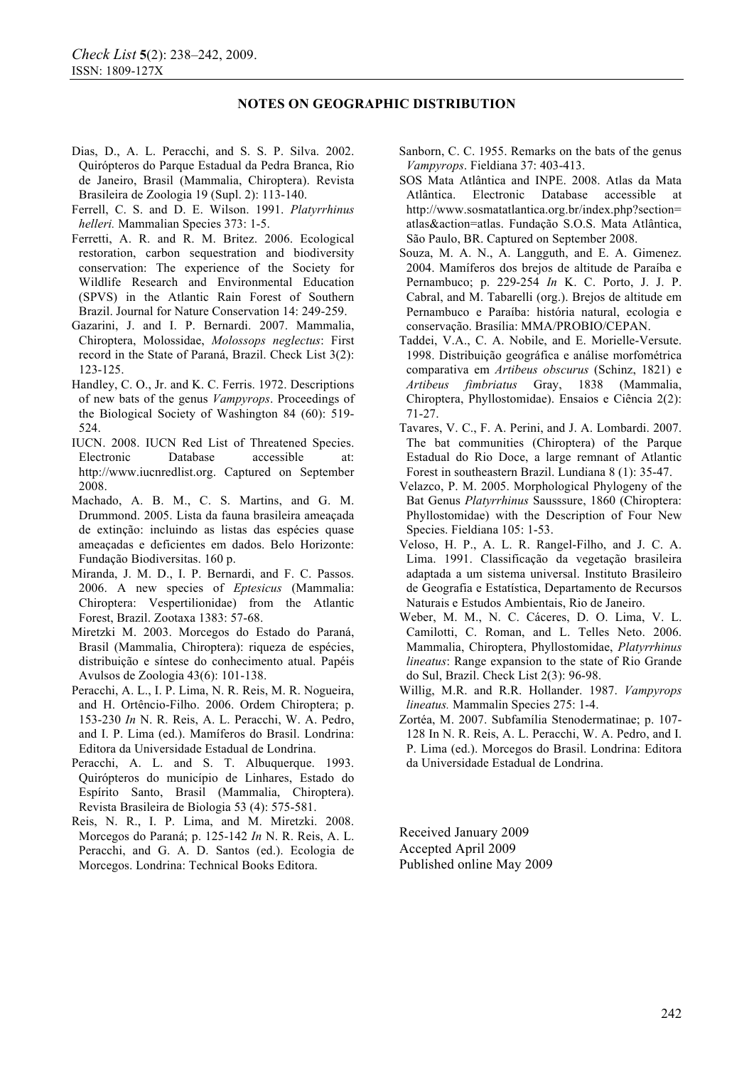## NOTES ON GEOGRAPHIC DISTRIBUTION

Dias, D., A. L. Peracchi, and S. S. P. Silva. 2002. Quirópteros do Parque Estadual da Pedra Branca, Rio de Janeiro, Brasil (Mammalia, Chiroptera). Revista Brasileira de Zoologia 19 (Supl. 2): 113-140.

Ferrell, C. S. and D. E. Wilson. 1991. *Platyrrhinus helleri.* Mammalian Species 373: 1-5.

Ferretti, A. R. and R. M. Britez. 2006. Ecological restoration, carbon sequestration and biodiversity conservation: The experience of the Society for Wildlife Research and Environmental Education (SPVS) in the Atlantic Rain Forest of Southern Brazil. Journal for Nature Conservation 14: 249-259.

Gazarini, J. and I. P. Bernardi. 2007. Mammalia, Chiroptera, Molossidae, *Molossops neglectus*: First record in the State of Paraná, Brazil. Check List 3(2): 123-125.

Handley, C. O., Jr. and K. C. Ferris. 1972. Descriptions of new bats of the genus *Vampyrops*. Proceedings of the Biological Society of Washington 84 (60): 519-524.

IUCN. 2008. IUCN Red List of Threatened Species. Electronic Database accessible at: http://www.iucnredlist.org. Captured on September 2008.

Machado, A. B. M., C. S. Martins, and G. M. Drummond. 2005. Lista da fauna brasileira ameaçada de extinção: incluindo as listas das espécies quase ameaçadas e deficientes em dados. Belo Horizonte: Fundação Biodiversitas. 160 p.

Miranda, J. M. D., I. P. Bernardi, and F. C. Passos. 2006. A new species of *Eptesicus* (Mammalia: Chiroptera: Vespertilionidae) from the Atlantic Forest, Brazil. Zootaxa 1383: 57-68.

Miretzki M. 2003. Morcegos do Estado do Paraná, Brasil (Mammalia, Chiroptera): riqueza de espécies, distribuição e síntese do conhecimento atual. Papéis Avulsos de Zoologia 43(6): 101-138.

Peracchi, A. L., I. P. Lima, N. R. Reis, M. R. Nogueira, and H. Ortêncio-Filho. 2006. Ordem Chiroptera; p. 153-230 *In* N. R. Reis, A. L. Peracchi, W. A. Pedro, and I. P. Lima (ed.). Mamíferos do Brasil. Londrina: Editora da Universidade Estadual de Londrina.

Peracchi, A. L. and S. T. Albuquerque. 1993. Quirópteros do município de Linhares, Estado do Espírito Santo, Brasil (Mammalia, Chiroptera). Revista Brasileira de Biologia 53 (4): 575-581.

Reis, N. R., I. P. Lima, and M. Miretzki. 2008. Morcegos do Paraná; p. 125-142 *In* N. R. Reis, A. L. Peracchi, and G. A. D. Santos (ed.). Ecologia de Morcegos. Londrina: Technical Books Editora.

Sanborn, C. C. 1955. Remarks on the bats of the genus *Vampyrops*. Fieldiana 37: 403-413.

SOS Mata Atlântica and INPE. 2008. Atlas da Mata Atlântica. Electronic Database accessible at http://www.sosmatatlantica.org.br/index.php?section=atlas&action=atlas. Fundação S.O.S. Mata Atlântica, São Paulo, BR. Captured on September 2008.

Souza, M. A. N., A. Langguth, and E. A. Gimenez. 2004. Mamíferos dos brejos de altitude de Paraíba e Pernambuco; p. 229-254 *In* K. C. Porto, J. J. P. Cabral, and M. Tabarelli (org.). Brejos de altitude em Pernambuco e Paraíba: história natural, ecologia e conservação. Brasília: MMA/PROBIO/CEPAN.

Taddei, V.A., C. A. Nobile, and E. Morielle-Versute. 1998. Distribuição geográfica e análise morfométrica comparativa em *Artibeus obscurus* (Schinz, 1821) e *Artibeus fimbriatus* Gray, 1838 (Mammalia, Chiroptera, Phyllostomidae). Ensaios e Ciência 2(2): 71-27.

Tavares, V. C., F. A. Perini, and J. A. Lombardi. 2007. The bat communities (Chiroptera) of the Parque Estadual do Rio Doce, a large remnant of Atlantic Forest in southeastern Brazil. Lundiana 8 (1): 35-47.

Velazco, P. M. 2005. Morphological Phylogeny of the Bat Genus *Platyrrhinus* Sausssure, 1860 (Chiroptera: Phyllostomidae) with the Description of Four New Species. Fieldiana 105: 1-53.

Veloso, H. P., A. L. R. Rangel-Filho, and J. C. A. Lima. 1991. Classificação da vegetação brasileira adaptada a um sistema universal. Instituto Brasileiro de Geografia e Estatística, Departamento de Recursos Naturais e Estudos Ambientais, Rio de Janeiro.

Weber, M. M., N. C. Cáceres, D. O. Lima, V. L. Camilotti, C. Roman, and L. Telles Neto. 2006. Mammalia, Chiroptera, Phyllostomidae, *Platyrrhinus lineatus*: Range expansion to the state of Rio Grande do Sul, Brazil. Check List 2(3): 96-98.

Willig, M.R. and R.R. Hollander. 1987. *Vampyrops lineatus.* Mammalin Species 275: 1-4.

Zortéa, M. 2007. Subfamília Stenodermatinae; p. 107-128 In N. R. Reis, A. L. Peracchi, W. A. Pedro, and I. P. Lima (ed.). Morcegos do Brasil. Londrina: Editora da Universidade Estadual de Londrina.

Received January 2009
Accepted April 2009
Published online May 2009